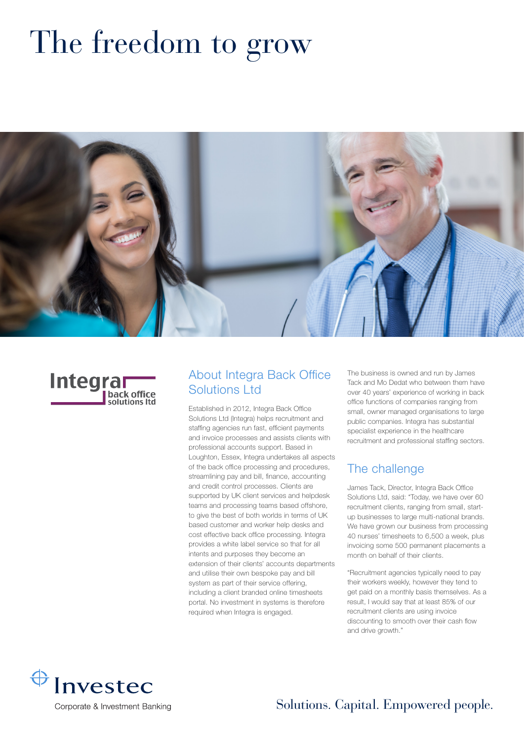# The freedom to grow

## About Integra Back Office Solutions Ltd

Established in 2012, Integra Back Office Solutions Ltd (Integra) helps recruitment and staffing agencies run fast, efficient payments and invoice processes and assists clients with professional accounts support. Based in Loughton, Essex, Integra undertakes all aspects of the back office processing and procedures, streamlining pay and bill, finance, accounting and credit control processes. Clients are supported by UK client services and helpdesk teams and processing teams based offshore, to give the best of both worlds in terms of UK based customer and worker help desks and cost effective back office processing. Integra provides a white label service so that for all intents and purposes they become an extension of their clients' accounts departments and utilise their own bespoke pay and bill system as part of their service offering, including a client branded online timesheets portal. No investment in systems is therefore required when Integra is engaged.

The business is owned and run by James Tack and Mo Dedat who between them have over 40 years' experience of working in back office functions of companies ranging from small, owner managed organisations to large public companies. Integra has substantial specialist experience in the healthcare recruitment and professional staffing sectors.

## The challenge

James Tack, Director, Integra Back Office Solutions Ltd, said: "Today, we have over 60 recruitment clients, ranging from small, start-up businesses to large multi-national brands. We have grown our business from processing 40 nurses' timesheets to 6,500 a week, plus invoicing some 500 permanent placements a month on behalf of their clients.

"Recruitment agencies typically need to pay their workers weekly, however they tend to get paid on a monthly basis themselves. As a result, I would say that at least 85% of our recruitment clients are using invoice discounting to smooth over their cash flow and drive growth."

Investec Corporate & Investment Banking

Solutions. Capital. Empowered people.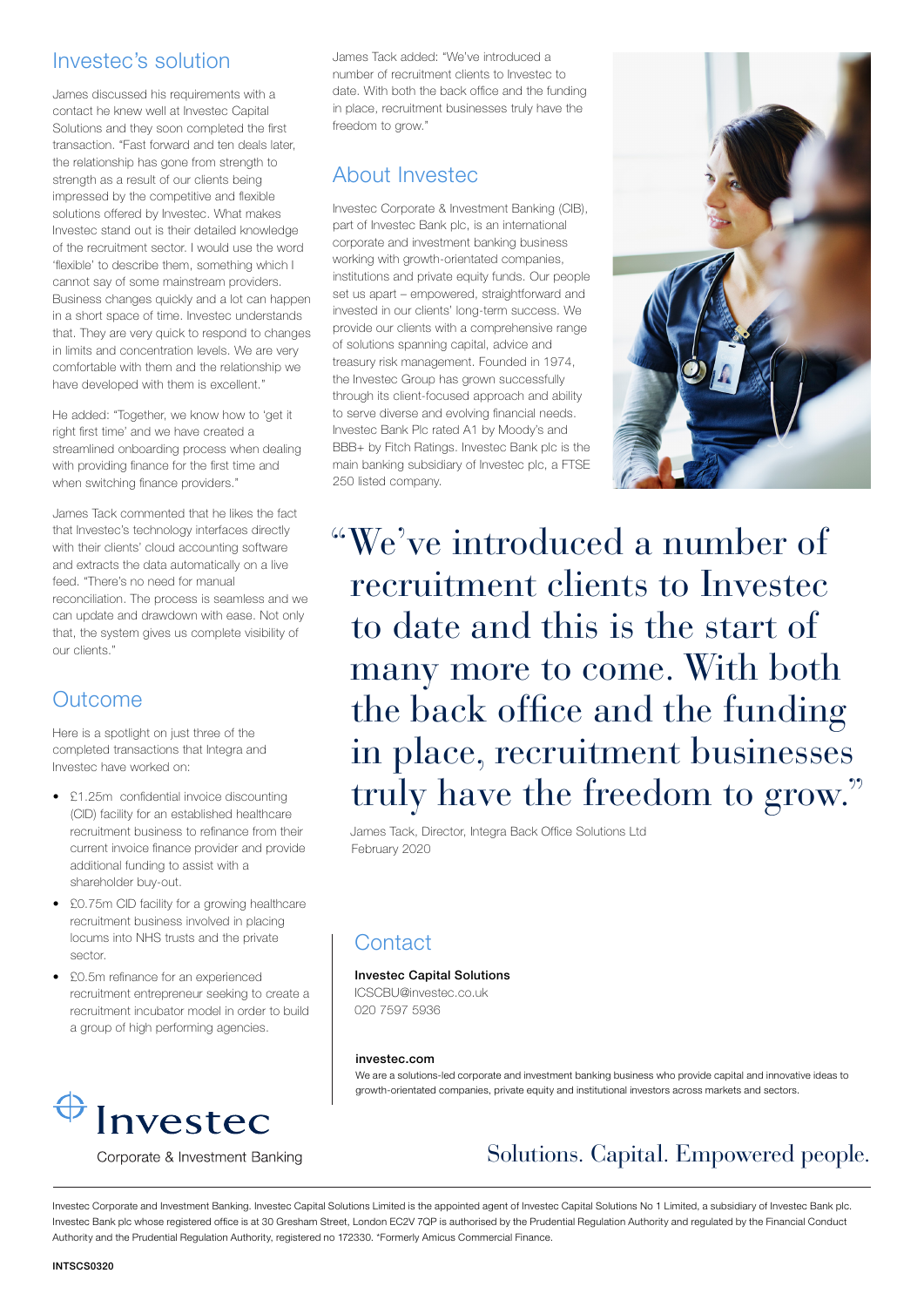## Investec's solution

James discussed his requirements with a contact he knew well at Investec Capital Solutions and they soon completed the first transaction. "Fast forward and ten deals later, the relationship has gone from strength to strength as a result of our clients being impressed by the competitive and flexible solutions offered by Investec. What makes Investec stand out is their detailed knowledge of the recruitment sector. I would use the word 'flexible' to describe them, something which I cannot say of some mainstream providers. Business changes quickly and a lot can happen in a short space of time. Investec understands that. They are very quick to respond to changes in limits and concentration levels. We are very comfortable with them and the relationship we have developed with them is excellent."

He added: "Together, we know how to 'get it right first time' and we have created a streamlined onboarding process when dealing with providing finance for the first time and when switching finance providers."

James Tack commented that he likes the fact that Investec's technology interfaces directly with their clients' cloud accounting software and extracts the data automatically on a live feed. "There's no need for manual reconciliation. The process is seamless and we can update and drawdown with ease. Not only that, the system gives us complete visibility of our clients."

## Outcome

Here is a spotlight on just three of the completed transactions that Integra and Investec have worked on:

- £1.25m confidential invoice discounting (CID) facility for an established healthcare recruitment business to refinance from their current invoice finance provider and provide additional funding to assist with a shareholder buy-out.
- £0.75m CID facility for a growing healthcare recruitment business involved in placing locums into NHS trusts and the private sector.
- £0.5m refinance for an experienced recruitment entrepreneur seeking to create a recruitment incubator model in order to build a group of high performing agencies.

James Tack added: "We've introduced a number of recruitment clients to Investec to date. With both the back office and the funding in place, recruitment businesses truly have the freedom to grow."

## About Investec

Investec Corporate & Investment Banking (CIB), part of Investec Bank plc, is an international corporate and investment banking business working with growth-orientated companies, institutions and private equity funds. Our people set us apart – empowered, straightforward and invested in our clients' long-term success. We provide our clients with a comprehensive range of solutions spanning capital, advice and treasury risk management. Founded in 1974, the Investec Group has grown successfully through its client-focused approach and ability to serve diverse and evolving financial needs. Investec Bank Plc rated A1 by Moody's and BBB+ by Fitch Ratings. Investec Bank plc is the main banking subsidiary of Investec plc, a FTSE 250 listed company.

> "We've introduced a number of recruitment clients to Investec to date and this is the start of many more to come. With both the back office and the funding in place, recruitment businesses truly have the freedom to grow."

James Tack, Director, Integra Back Office Solutions Ltd
February 2020

## Contact

**Investec Capital Solutions**
ICSCBU@investec.co.uk
020 7597 5936

**investec.com**
We are a solutions-led corporate and investment banking business who provide capital and innovative ideas to growth-orientated companies, private equity and institutional investors across markets and sectors.

Investec
Corporate & Investment Banking

Solutions. Capital. Empowered people.

Investec Corporate and Investment Banking. Investec Capital Solutions Limited is the appointed agent of Investec Capital Solutions No 1 Limited, a subsidiary of Investec Bank plc. Investec Bank plc whose registered office is at 30 Gresham Street, London EC2V 7QP is authorised by the Prudential Regulation Authority and regulated by the Financial Conduct Authority and the Prudential Regulation Authority, registered no 172330. *Formerly Amicus Commercial Finance.

INTSCS0320